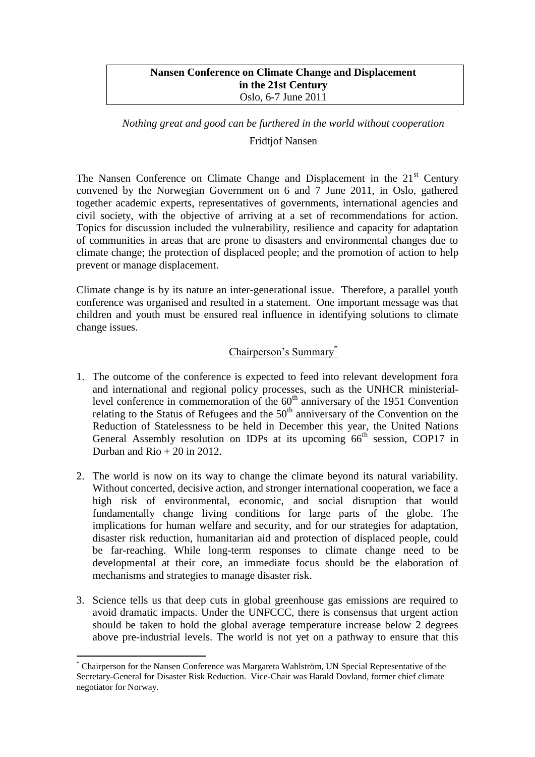**Nansen Conference on Climate Change and Displacement in the 21st Century**
Oslo, 6-7 June 2011

*Nothing great and good can be furthered in the world without cooperation*

Fridtjof Nansen

The Nansen Conference on Climate Change and Displacement in the 21st Century convened by the Norwegian Government on 6 and 7 June 2011, in Oslo, gathered together academic experts, representatives of governments, international agencies and civil society, with the objective of arriving at a set of recommendations for action. Topics for discussion included the vulnerability, resilience and capacity for adaptation of communities in areas that are prone to disasters and environmental changes due to climate change; the protection of displaced people; and the promotion of action to help prevent or manage displacement.

Climate change is by its nature an inter-generational issue. Therefore, a parallel youth conference was organised and resulted in a statement. One important message was that children and youth must be ensured real influence in identifying solutions to climate change issues.

## Chairperson's Summary[*]

1. The outcome of the conference is expected to feed into relevant development fora and international and regional policy processes, such as the UNHCR ministerial-level conference in commemoration of the 60th anniversary of the 1951 Convention relating to the Status of Refugees and the 50th anniversary of the Convention on the Reduction of Statelessness to be held in December this year, the United Nations General Assembly resolution on IDPs at its upcoming 66th session, COP17 in Durban and Rio + 20 in 2012.

2. The world is now on its way to change the climate beyond its natural variability. Without concerted, decisive action, and stronger international cooperation, we face a high risk of environmental, economic, and social disruption that would fundamentally change living conditions for large parts of the globe. The implications for human welfare and security, and for our strategies for adaptation, disaster risk reduction, humanitarian aid and protection of displaced people, could be far-reaching. While long-term responses to climate change need to be developmental at their core, an immediate focus should be the elaboration of mechanisms and strategies to manage disaster risk.

3. Science tells us that deep cuts in global greenhouse gas emissions are required to avoid dramatic impacts. Under the UNFCCC, there is consensus that urgent action should be taken to hold the global average temperature increase below 2 degrees above pre-industrial levels. The world is not yet on a pathway to ensure that this

[*] Chairperson for the Nansen Conference was Margareta Wahlström, UN Special Representative of the Secretary-General for Disaster Risk Reduction. Vice-Chair was Harald Dovland, former chief climate negotiator for Norway.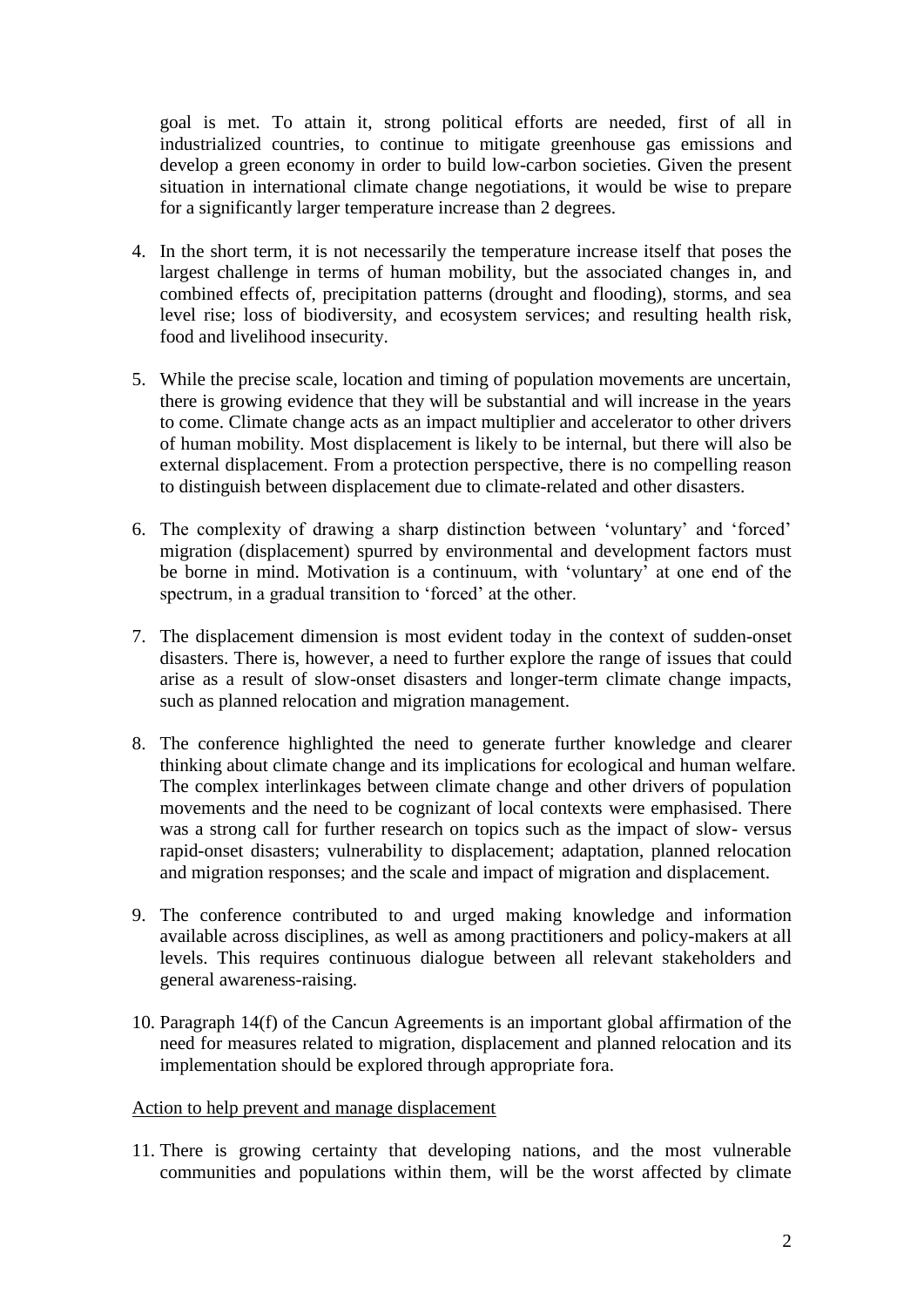goal is met. To attain it, strong political efforts are needed, first of all in industrialized countries, to continue to mitigate greenhouse gas emissions and develop a green economy in order to build low-carbon societies. Given the present situation in international climate change negotiations, it would be wise to prepare for a significantly larger temperature increase than 2 degrees.

4. In the short term, it is not necessarily the temperature increase itself that poses the largest challenge in terms of human mobility, but the associated changes in, and combined effects of, precipitation patterns (drought and flooding), storms, and sea level rise; loss of biodiversity, and ecosystem services; and resulting health risk, food and livelihood insecurity.

5. While the precise scale, location and timing of population movements are uncertain, there is growing evidence that they will be substantial and will increase in the years to come. Climate change acts as an impact multiplier and accelerator to other drivers of human mobility. Most displacement is likely to be internal, but there will also be external displacement. From a protection perspective, there is no compelling reason to distinguish between displacement due to climate-related and other disasters.

6. The complexity of drawing a sharp distinction between 'voluntary' and 'forced' migration (displacement) spurred by environmental and development factors must be borne in mind. Motivation is a continuum, with 'voluntary' at one end of the spectrum, in a gradual transition to 'forced' at the other.

7. The displacement dimension is most evident today in the context of sudden-onset disasters. There is, however, a need to further explore the range of issues that could arise as a result of slow-onset disasters and longer-term climate change impacts, such as planned relocation and migration management.

8. The conference highlighted the need to generate further knowledge and clearer thinking about climate change and its implications for ecological and human welfare. The complex interlinkages between climate change and other drivers of population movements and the need to be cognizant of local contexts were emphasised. There was a strong call for further research on topics such as the impact of slow- versus rapid-onset disasters; vulnerability to displacement; adaptation, planned relocation and migration responses; and the scale and impact of migration and displacement.

9. The conference contributed to and urged making knowledge and information available across disciplines, as well as among practitioners and policy-makers at all levels. This requires continuous dialogue between all relevant stakeholders and general awareness-raising.

10. Paragraph 14(f) of the Cancun Agreements is an important global affirmation of the need for measures related to migration, displacement and planned relocation and its implementation should be explored through appropriate fora.

<u>Action to help prevent and manage displacement</u>

11. There is growing certainty that developing nations, and the most vulnerable communities and populations within them, will be the worst affected by climate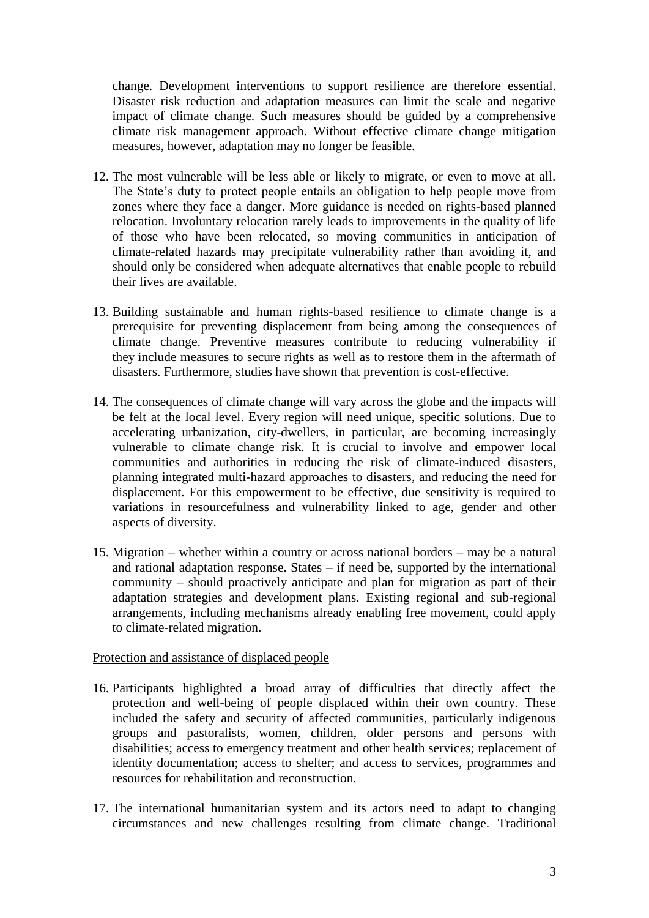change. Development interventions to support resilience are therefore essential. Disaster risk reduction and adaptation measures can limit the scale and negative impact of climate change. Such measures should be guided by a comprehensive climate risk management approach. Without effective climate change mitigation measures, however, adaptation may no longer be feasible.

12. The most vulnerable will be less able or likely to migrate, or even to move at all. The State's duty to protect people entails an obligation to help people move from zones where they face a danger. More guidance is needed on rights-based planned relocation. Involuntary relocation rarely leads to improvements in the quality of life of those who have been relocated, so moving communities in anticipation of climate-related hazards may precipitate vulnerability rather than avoiding it, and should only be considered when adequate alternatives that enable people to rebuild their lives are available.

13. Building sustainable and human rights-based resilience to climate change is a prerequisite for preventing displacement from being among the consequences of climate change. Preventive measures contribute to reducing vulnerability if they include measures to secure rights as well as to restore them in the aftermath of disasters. Furthermore, studies have shown that prevention is cost-effective.

14. The consequences of climate change will vary across the globe and the impacts will be felt at the local level. Every region will need unique, specific solutions. Due to accelerating urbanization, city-dwellers, in particular, are becoming increasingly vulnerable to climate change risk. It is crucial to involve and empower local communities and authorities in reducing the risk of climate-induced disasters, planning integrated multi-hazard approaches to disasters, and reducing the need for displacement. For this empowerment to be effective, due sensitivity is required to variations in resourcefulness and vulnerability linked to age, gender and other aspects of diversity.

15. Migration – whether within a country or across national borders – may be a natural and rational adaptation response. States – if need be, supported by the international community – should proactively anticipate and plan for migration as part of their adaptation strategies and development plans. Existing regional and sub-regional arrangements, including mechanisms already enabling free movement, could apply to climate-related migration.

Protection and assistance of displaced people

16. Participants highlighted a broad array of difficulties that directly affect the protection and well-being of people displaced within their own country. These included the safety and security of affected communities, particularly indigenous groups and pastoralists, women, children, older persons and persons with disabilities; access to emergency treatment and other health services; replacement of identity documentation; access to shelter; and access to services, programmes and resources for rehabilitation and reconstruction.

17. The international humanitarian system and its actors need to adapt to changing circumstances and new challenges resulting from climate change. Traditional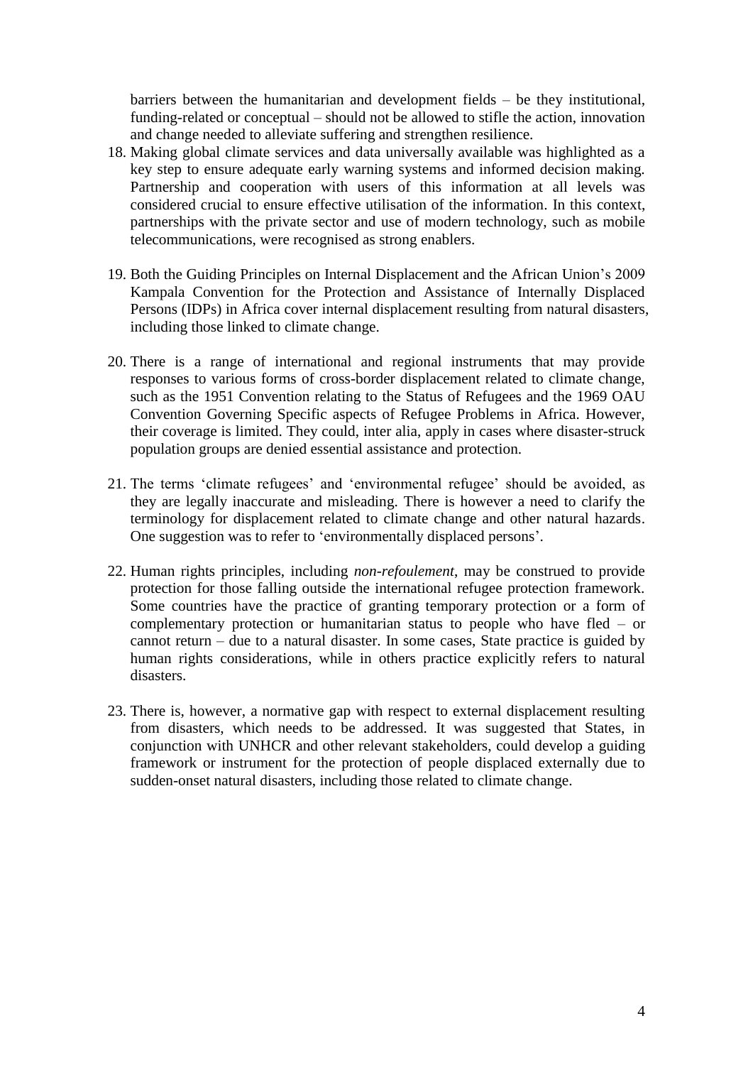barriers between the humanitarian and development fields – be they institutional, funding-related or conceptual – should not be allowed to stifle the action, innovation and change needed to alleviate suffering and strengthen resilience.

18. Making global climate services and data universally available was highlighted as a key step to ensure adequate early warning systems and informed decision making. Partnership and cooperation with users of this information at all levels was considered crucial to ensure effective utilisation of the information. In this context, partnerships with the private sector and use of modern technology, such as mobile telecommunications, were recognised as strong enablers.

19. Both the Guiding Principles on Internal Displacement and the African Union's 2009 Kampala Convention for the Protection and Assistance of Internally Displaced Persons (IDPs) in Africa cover internal displacement resulting from natural disasters, including those linked to climate change.

20. There is a range of international and regional instruments that may provide responses to various forms of cross-border displacement related to climate change, such as the 1951 Convention relating to the Status of Refugees and the 1969 OAU Convention Governing Specific aspects of Refugee Problems in Africa. However, their coverage is limited. They could, inter alia, apply in cases where disaster-struck population groups are denied essential assistance and protection.

21. The terms 'climate refugees' and 'environmental refugee' should be avoided, as they are legally inaccurate and misleading. There is however a need to clarify the terminology for displacement related to climate change and other natural hazards. One suggestion was to refer to 'environmentally displaced persons'.

22. Human rights principles, including *non-refoulement*, may be construed to provide protection for those falling outside the international refugee protection framework. Some countries have the practice of granting temporary protection or a form of complementary protection or humanitarian status to people who have fled – or cannot return – due to a natural disaster. In some cases, State practice is guided by human rights considerations, while in others practice explicitly refers to natural disasters.

23. There is, however, a normative gap with respect to external displacement resulting from disasters, which needs to be addressed. It was suggested that States, in conjunction with UNHCR and other relevant stakeholders, could develop a guiding framework or instrument for the protection of people displaced externally due to sudden-onset natural disasters, including those related to climate change.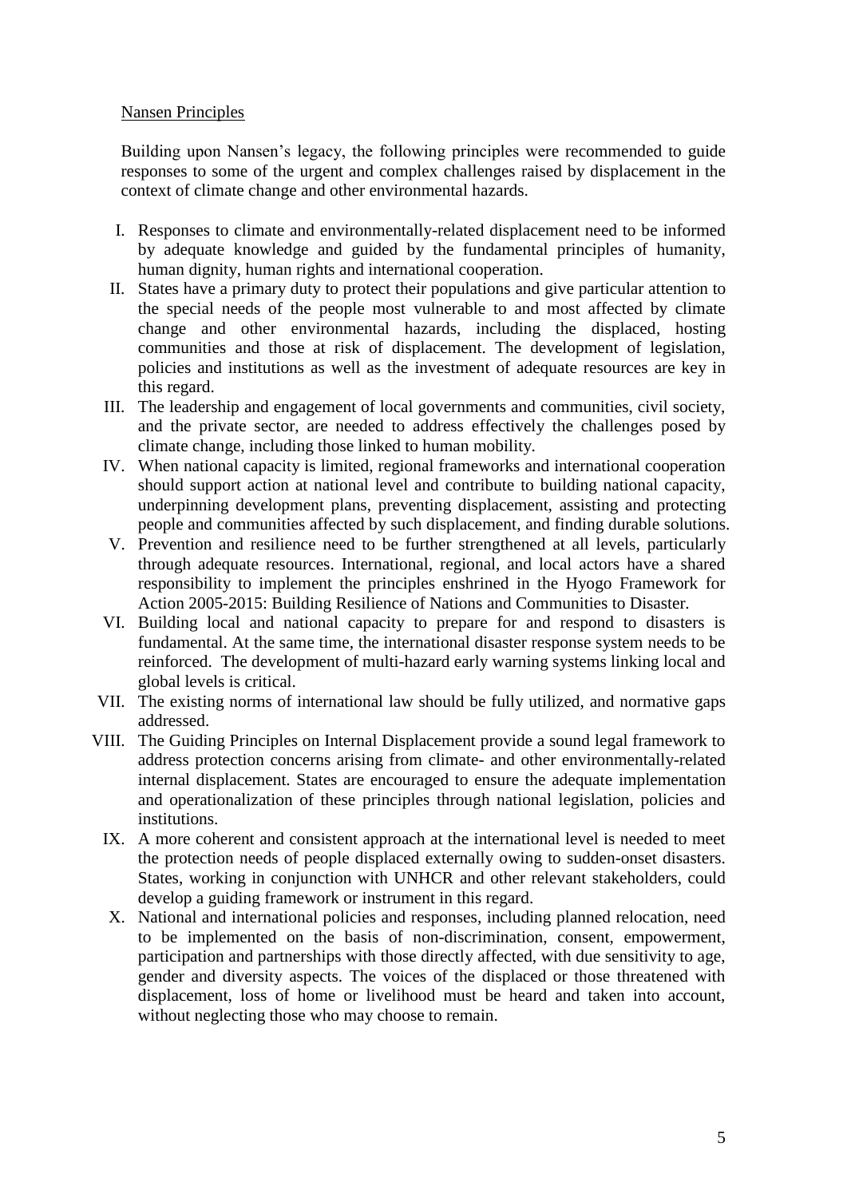Nansen Principles

Building upon Nansen's legacy, the following principles were recommended to guide responses to some of the urgent and complex challenges raised by displacement in the context of climate change and other environmental hazards.

I. Responses to climate and environmentally-related displacement need to be informed by adequate knowledge and guided by the fundamental principles of humanity, human dignity, human rights and international cooperation.

II. States have a primary duty to protect their populations and give particular attention to the special needs of the people most vulnerable to and most affected by climate change and other environmental hazards, including the displaced, hosting communities and those at risk of displacement. The development of legislation, policies and institutions as well as the investment of adequate resources are key in this regard.

III. The leadership and engagement of local governments and communities, civil society, and the private sector, are needed to address effectively the challenges posed by climate change, including those linked to human mobility.

IV. When national capacity is limited, regional frameworks and international cooperation should support action at national level and contribute to building national capacity, underpinning development plans, preventing displacement, assisting and protecting people and communities affected by such displacement, and finding durable solutions.

V. Prevention and resilience need to be further strengthened at all levels, particularly through adequate resources. International, regional, and local actors have a shared responsibility to implement the principles enshrined in the Hyogo Framework for Action 2005-2015: Building Resilience of Nations and Communities to Disaster.

VI. Building local and national capacity to prepare for and respond to disasters is fundamental. At the same time, the international disaster response system needs to be reinforced. The development of multi-hazard early warning systems linking local and global levels is critical.

VII. The existing norms of international law should be fully utilized, and normative gaps addressed.

VIII. The Guiding Principles on Internal Displacement provide a sound legal framework to address protection concerns arising from climate- and other environmentally-related internal displacement. States are encouraged to ensure the adequate implementation and operationalization of these principles through national legislation, policies and institutions.

IX. A more coherent and consistent approach at the international level is needed to meet the protection needs of people displaced externally owing to sudden-onset disasters. States, working in conjunction with UNHCR and other relevant stakeholders, could develop a guiding framework or instrument in this regard.

X. National and international policies and responses, including planned relocation, need to be implemented on the basis of non-discrimination, consent, empowerment, participation and partnerships with those directly affected, with due sensitivity to age, gender and diversity aspects. The voices of the displaced or those threatened with displacement, loss of home or livelihood must be heard and taken into account, without neglecting those who may choose to remain.